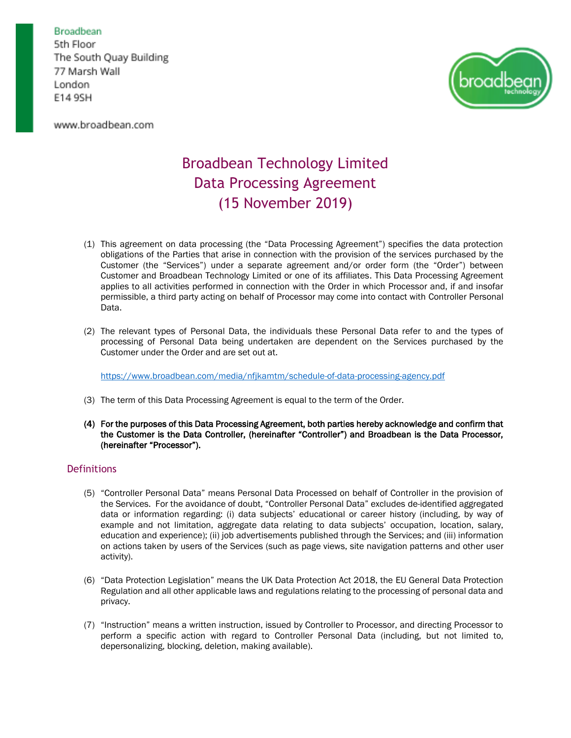Broadbean
5th Floor
The South Quay Building
77 Marsh Wall
London
E14 9SH

www.broadbean.com

# Broadbean Technology Limited
# Data Processing Agreement
# (15 November 2019)

(1) This agreement on data processing (the "Data Processing Agreement") specifies the data protection obligations of the Parties that arise in connection with the provision of the services purchased by the Customer (the "Services") under a separate agreement and/or order form (the "Order") between Customer and Broadbean Technology Limited or one of its affiliates. This Data Processing Agreement applies to all activities performed in connection with the Order in which Processor and, if and insofar permissible, a third party acting on behalf of Processor may come into contact with Controller Personal Data.

(2) The relevant types of Personal Data, the individuals these Personal Data refer to and the types of processing of Personal Data being undertaken are dependent on the Services purchased by the Customer under the Order and are set out at.

https://www.broadbean.com/media/nfjkamtm/schedule-of-data-processing-agency.pdf

(3) The term of this Data Processing Agreement is equal to the term of the Order.

**(4) For the purposes of this Data Processing Agreement, both parties hereby acknowledge and confirm that the Customer is the Data Controller, (hereinafter "Controller") and Broadbean is the Data Processor, (hereinafter "Processor").**

## Definitions

(5) "Controller Personal Data" means Personal Data Processed on behalf of Controller in the provision of the Services. For the avoidance of doubt, "Controller Personal Data" excludes de-identified aggregated data or information regarding: (i) data subjects' educational or career history (including, by way of example and not limitation, aggregate data relating to data subjects' occupation, location, salary, education and experience); (ii) job advertisements published through the Services; and (iii) information on actions taken by users of the Services (such as page views, site navigation patterns and other user activity).

(6) "Data Protection Legislation" means the UK Data Protection Act 2018, the EU General Data Protection Regulation and all other applicable laws and regulations relating to the processing of personal data and privacy.

(7) "Instruction" means a written instruction, issued by Controller to Processor, and directing Processor to perform a specific action with regard to Controller Personal Data (including, but not limited to, depersonalizing, blocking, deletion, making available).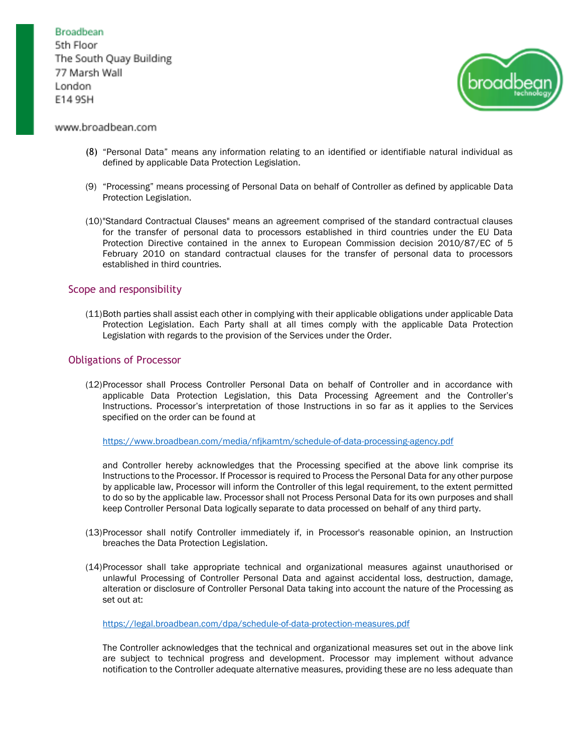(8) "Personal Data" means any information relating to an identified or identifiable natural individual as defined by applicable Data Protection Legislation.

(9) "Processing" means processing of Personal Data on behalf of Controller as defined by applicable Data Protection Legislation.

(10) "Standard Contractual Clauses" means an agreement comprised of the standard contractual clauses for the transfer of personal data to processors established in third countries under the EU Data Protection Directive contained in the annex to European Commission decision 2010/87/EC of 5 February 2010 on standard contractual clauses for the transfer of personal data to processors established in third countries.

## Scope and responsibility

(11) Both parties shall assist each other in complying with their applicable obligations under applicable Data Protection Legislation. Each Party shall at all times comply with the applicable Data Protection Legislation with regards to the provision of the Services under the Order.

## Obligations of Processor

(12) Processor shall Process Controller Personal Data on behalf of Controller and in accordance with applicable Data Protection Legislation, this Data Processing Agreement and the Controller's Instructions. Processor's interpretation of those Instructions in so far as it applies to the Services specified on the order can be found at

https://www.broadbean.com/media/nfjkamtm/schedule-of-data-processing-agency.pdf

and Controller hereby acknowledges that the Processing specified at the above link comprise its Instructions to the Processor. If Processor is required to Process the Personal Data for any other purpose by applicable law, Processor will inform the Controller of this legal requirement, to the extent permitted to do so by the applicable law. Processor shall not Process Personal Data for its own purposes and shall keep Controller Personal Data logically separate to data processed on behalf of any third party.

(13) Processor shall notify Controller immediately if, in Processor's reasonable opinion, an Instruction breaches the Data Protection Legislation.

(14) Processor shall take appropriate technical and organizational measures against unauthorised or unlawful Processing of Controller Personal Data and against accidental loss, destruction, damage, alteration or disclosure of Controller Personal Data taking into account the nature of the Processing as set out at:

https://legal.broadbean.com/dpa/schedule-of-data-protection-measures.pdf

The Controller acknowledges that the technical and organizational measures set out in the above link are subject to technical progress and development. Processor may implement without advance notification to the Controller adequate alternative measures, providing these are no less adequate than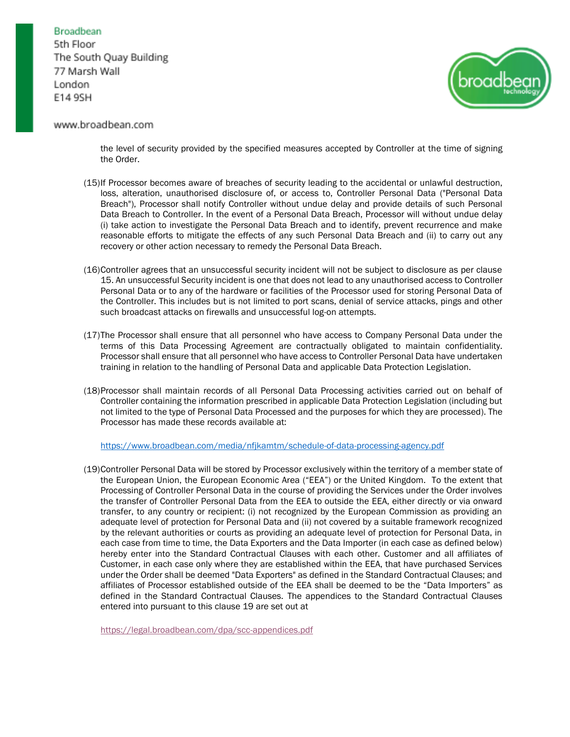the level of security provided by the specified measures accepted by Controller at the time of signing the Order.

(15) If Processor becomes aware of breaches of security leading to the accidental or unlawful destruction, loss, alteration, unauthorised disclosure of, or access to, Controller Personal Data ("Personal Data Breach"), Processor shall notify Controller without undue delay and provide details of such Personal Data Breach to Controller. In the event of a Personal Data Breach, Processor will without undue delay (i) take action to investigate the Personal Data Breach and to identify, prevent recurrence and make reasonable efforts to mitigate the effects of any such Personal Data Breach and (ii) to carry out any recovery or other action necessary to remedy the Personal Data Breach.

(16) Controller agrees that an unsuccessful security incident will not be subject to disclosure as per clause 15. An unsuccessful Security incident is one that does not lead to any unauthorised access to Controller Personal Data or to any of the hardware or facilities of the Processor used for storing Personal Data of the Controller. This includes but is not limited to port scans, denial of service attacks, pings and other such broadcast attacks on firewalls and unsuccessful log-on attempts.

(17) The Processor shall ensure that all personnel who have access to Company Personal Data under the terms of this Data Processing Agreement are contractually obligated to maintain confidentiality. Processor shall ensure that all personnel who have access to Controller Personal Data have undertaken training in relation to the handling of Personal Data and applicable Data Protection Legislation.

(18) Processor shall maintain records of all Personal Data Processing activities carried out on behalf of Controller containing the information prescribed in applicable Data Protection Legislation (including but not limited to the type of Personal Data Processed and the purposes for which they are processed). The Processor has made these records available at:

https://www.broadbean.com/media/nfjkamtm/schedule-of-data-processing-agency.pdf

(19) Controller Personal Data will be stored by Processor exclusively within the territory of a member state of the European Union, the European Economic Area ("EEA") or the United Kingdom. To the extent that Processing of Controller Personal Data in the course of providing the Services under the Order involves the transfer of Controller Personal Data from the EEA to outside the EEA, either directly or via onward transfer, to any country or recipient: (i) not recognized by the European Commission as providing an adequate level of protection for Personal Data and (ii) not covered by a suitable framework recognized by the relevant authorities or courts as providing an adequate level of protection for Personal Data, in each case from time to time, the Data Exporters and the Data Importer (in each case as defined below) hereby enter into the Standard Contractual Clauses with each other. Customer and all affiliates of Customer, in each case only where they are established within the EEA, that have purchased Services under the Order shall be deemed "Data Exporters" as defined in the Standard Contractual Clauses; and affiliates of Processor established outside of the EEA shall be deemed to be the "Data Importers" as defined in the Standard Contractual Clauses. The appendices to the Standard Contractual Clauses entered into pursuant to this clause 19 are set out at

https://legal.broadbean.com/dpa/scc-appendices.pdf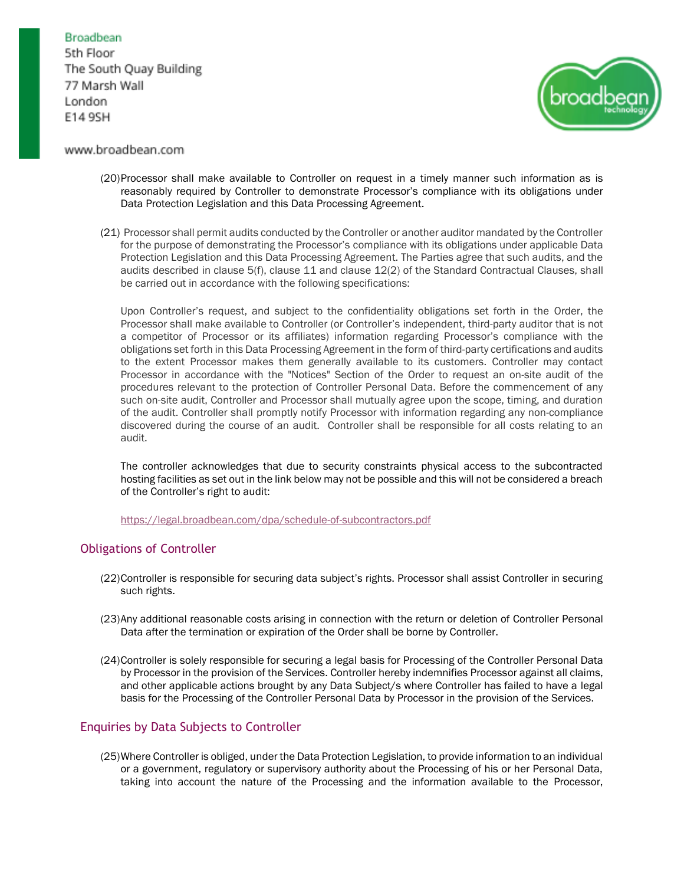(20) Processor shall make available to Controller on request in a timely manner such information as is reasonably required by Controller to demonstrate Processor's compliance with its obligations under Data Protection Legislation and this Data Processing Agreement.

(21) Processor shall permit audits conducted by the Controller or another auditor mandated by the Controller for the purpose of demonstrating the Processor's compliance with its obligations under applicable Data Protection Legislation and this Data Processing Agreement. The Parties agree that such audits, and the audits described in clause 5(f), clause 11 and clause 12(2) of the Standard Contractual Clauses, shall be carried out in accordance with the following specifications:

Upon Controller's request, and subject to the confidentiality obligations set forth in the Order, the Processor shall make available to Controller (or Controller's independent, third-party auditor that is not a competitor of Processor or its affiliates) information regarding Processor's compliance with the obligations set forth in this Data Processing Agreement in the form of third-party certifications and audits to the extent Processor makes them generally available to its customers. Controller may contact Processor in accordance with the "Notices" Section of the Order to request an on-site audit of the procedures relevant to the protection of Controller Personal Data. Before the commencement of any such on-site audit, Controller and Processor shall mutually agree upon the scope, timing, and duration of the audit. Controller shall promptly notify Processor with information regarding any non-compliance discovered during the course of an audit. Controller shall be responsible for all costs relating to an audit.

The controller acknowledges that due to security constraints physical access to the subcontracted hosting facilities as set out in the link below may not be possible and this will not be considered a breach of the Controller's right to audit:

https://legal.broadbean.com/dpa/schedule-of-subcontractors.pdf

## Obligations of Controller

(22) Controller is responsible for securing data subject's rights. Processor shall assist Controller in securing such rights.

(23) Any additional reasonable costs arising in connection with the return or deletion of Controller Personal Data after the termination or expiration of the Order shall be borne by Controller.

(24) Controller is solely responsible for securing a legal basis for Processing of the Controller Personal Data by Processor in the provision of the Services. Controller hereby indemnifies Processor against all claims, and other applicable actions brought by any Data Subject/s where Controller has failed to have a legal basis for the Processing of the Controller Personal Data by Processor in the provision of the Services.

## Enquiries by Data Subjects to Controller

(25) Where Controller is obliged, under the Data Protection Legislation, to provide information to an individual or a government, regulatory or supervisory authority about the Processing of his or her Personal Data, taking into account the nature of the Processing and the information available to the Processor,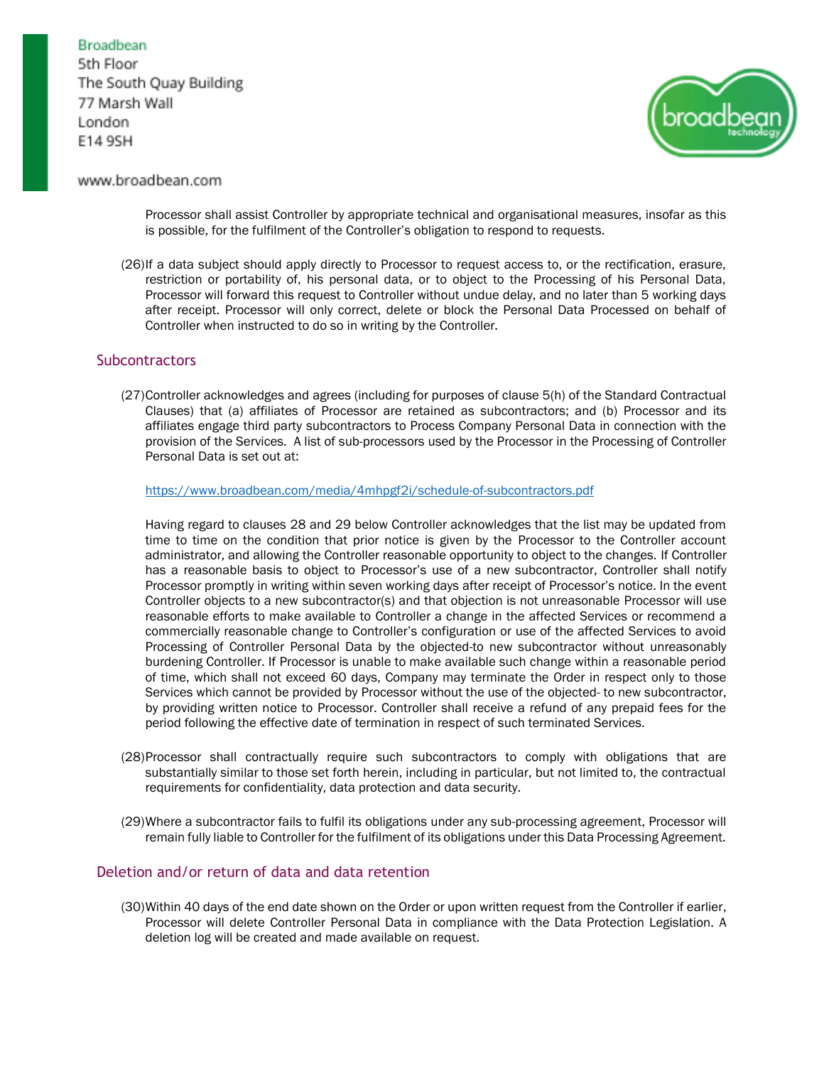Processor shall assist Controller by appropriate technical and organisational measures, insofar as this is possible, for the fulfilment of the Controller's obligation to respond to requests.

(26) If a data subject should apply directly to Processor to request access to, or the rectification, erasure, restriction or portability of, his personal data, or to object to the Processing of his Personal Data, Processor will forward this request to Controller without undue delay, and no later than 5 working days after receipt. Processor will only correct, delete or block the Personal Data Processed on behalf of Controller when instructed to do so in writing by the Controller.

## Subcontractors

(27) Controller acknowledges and agrees (including for purposes of clause 5(h) of the Standard Contractual Clauses) that (a) affiliates of Processor are retained as subcontractors; and (b) Processor and its affiliates engage third party subcontractors to Process Company Personal Data in connection with the provision of the Services. A list of sub-processors used by the Processor in the Processing of Controller Personal Data is set out at:

https://www.broadbean.com/media/4mhpgf2i/schedule-of-subcontractors.pdf

Having regard to clauses 28 and 29 below Controller acknowledges that the list may be updated from time to time on the condition that prior notice is given by the Processor to the Controller account administrator, and allowing the Controller reasonable opportunity to object to the changes. If Controller has a reasonable basis to object to Processor's use of a new subcontractor, Controller shall notify Processor promptly in writing within seven working days after receipt of Processor's notice. In the event Controller objects to a new subcontractor(s) and that objection is not unreasonable Processor will use reasonable efforts to make available to Controller a change in the affected Services or recommend a commercially reasonable change to Controller's configuration or use of the affected Services to avoid Processing of Controller Personal Data by the objected-to new subcontractor without unreasonably burdening Controller. If Processor is unable to make available such change within a reasonable period of time, which shall not exceed 60 days, Company may terminate the Order in respect only to those Services which cannot be provided by Processor without the use of the objected- to new subcontractor, by providing written notice to Processor. Controller shall receive a refund of any prepaid fees for the period following the effective date of termination in respect of such terminated Services.

(28) Processor shall contractually require such subcontractors to comply with obligations that are substantially similar to those set forth herein, including in particular, but not limited to, the contractual requirements for confidentiality, data protection and data security.

(29) Where a subcontractor fails to fulfil its obligations under any sub-processing agreement, Processor will remain fully liable to Controller for the fulfilment of its obligations under this Data Processing Agreement.

## Deletion and/or return of data and data retention

(30) Within 40 days of the end date shown on the Order or upon written request from the Controller if earlier, Processor will delete Controller Personal Data in compliance with the Data Protection Legislation. A deletion log will be created and made available on request.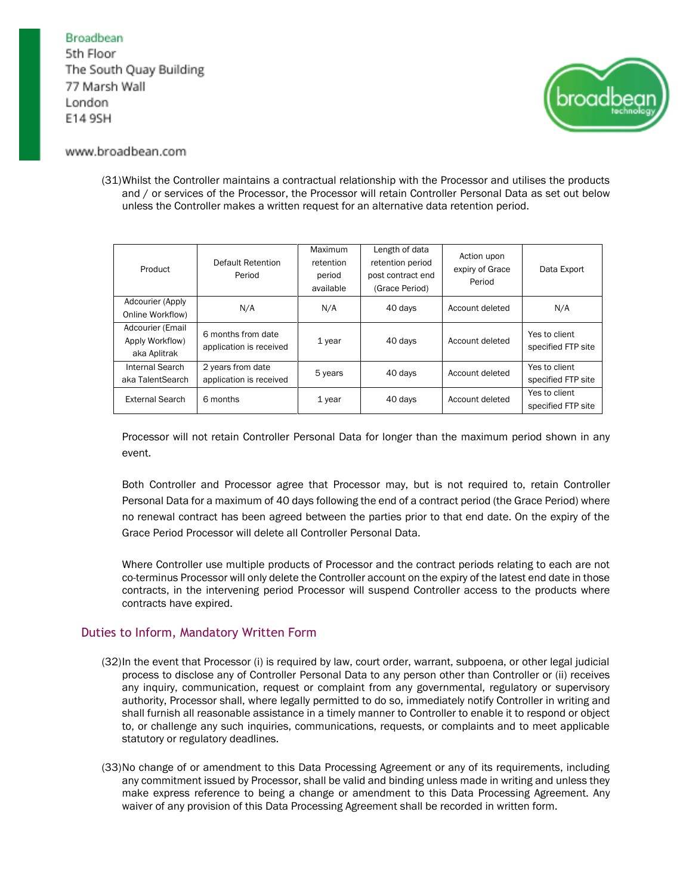(31) Whilst the Controller maintains a contractual relationship with the Processor and utilises the products and / or services of the Processor, the Processor will retain Controller Personal Data as set out below unless the Controller makes a written request for an alternative data retention period.

| Product | Default Retention Period | Maximum retention period available | Length of data retention period post contract end (Grace Period) | Action upon expiry of Grace Period | Data Export |
|---|---|---|---|---|---|
| Adcourier (Apply Online Workflow) | N/A | N/A | 40 days | Account deleted | N/A |
| Adcourier (Email Apply Workflow) aka Aplitrak | 6 months from date application is received | 1 year | 40 days | Account deleted | Yes to client specified FTP site |
| Internal Search aka TalentSearch | 2 years from date application is received | 5 years | 40 days | Account deleted | Yes to client specified FTP site |
| External Search | 6 months | 1 year | 40 days | Account deleted | Yes to client specified FTP site |

Processor will not retain Controller Personal Data for longer than the maximum period shown in any event.

Both Controller and Processor agree that Processor may, but is not required to, retain Controller Personal Data for a maximum of 40 days following the end of a contract period (the Grace Period) where no renewal contract has been agreed between the parties prior to that end date. On the expiry of the Grace Period Processor will delete all Controller Personal Data.

Where Controller use multiple products of Processor and the contract periods relating to each are not co-terminus Processor will only delete the Controller account on the expiry of the latest end date in those contracts, in the intervening period Processor will suspend Controller access to the products where contracts have expired.

## Duties to Inform, Mandatory Written Form

(32) In the event that Processor (i) is required by law, court order, warrant, subpoena, or other legal judicial process to disclose any of Controller Personal Data to any person other than Controller or (ii) receives any inquiry, communication, request or complaint from any governmental, regulatory or supervisory authority, Processor shall, where legally permitted to do so, immediately notify Controller in writing and shall furnish all reasonable assistance in a timely manner to Controller to enable it to respond or object to, or challenge any such inquiries, communications, requests, or complaints and to meet applicable statutory or regulatory deadlines.

(33) No change of or amendment to this Data Processing Agreement or any of its requirements, including any commitment issued by Processor, shall be valid and binding unless made in writing and unless they make express reference to being a change or amendment to this Data Processing Agreement. Any waiver of any provision of this Data Processing Agreement shall be recorded in written form.